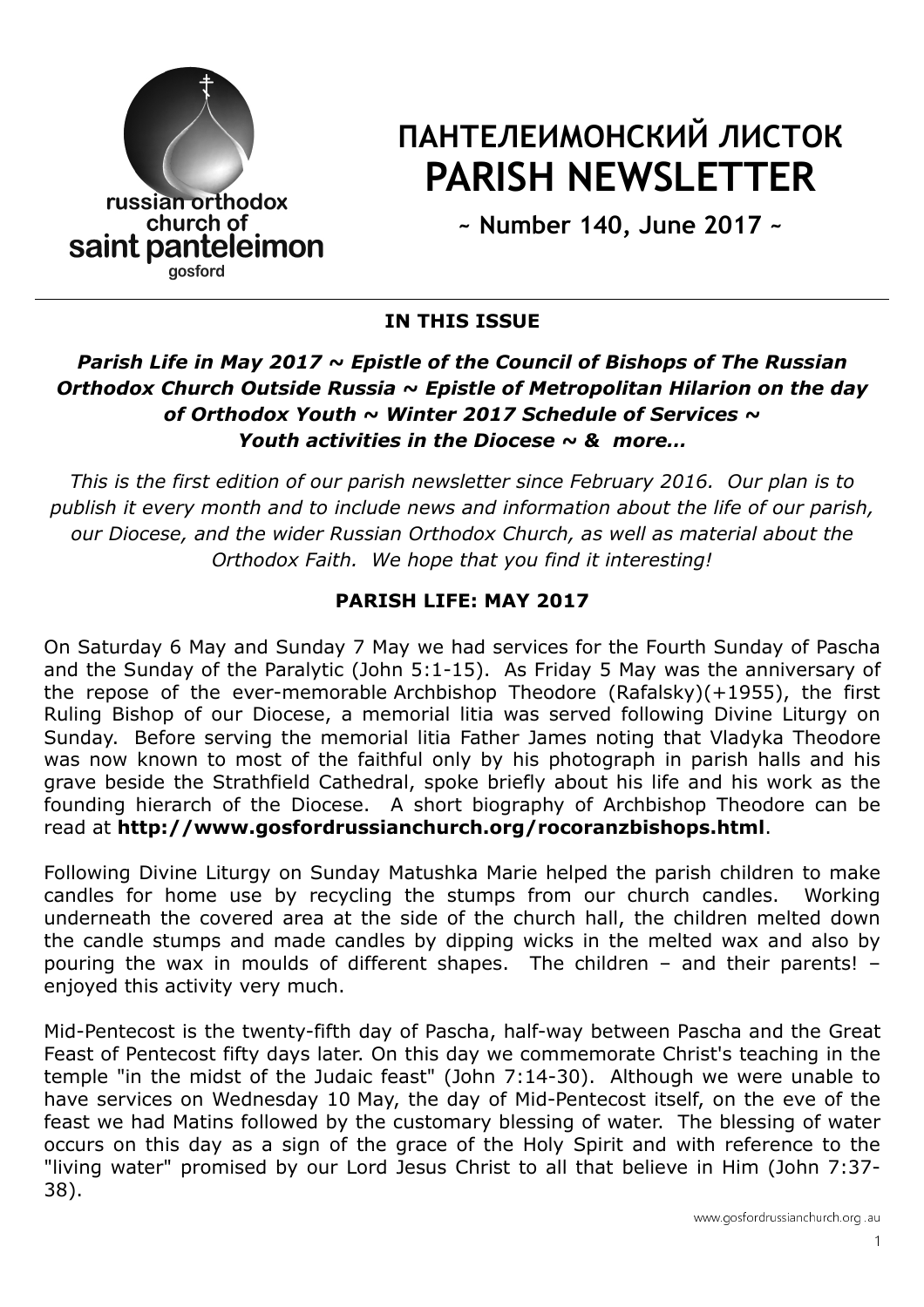russian orthodox church of saint panteleimon gosford

# ПАНТЕЛЕИМОНСКИЙ ЛИСТОК
# PARISH NEWSLETTER

**~ Number 140, June 2017 ~**

---

**IN THIS ISSUE**

***Parish Life in May 2017 ~ Epistle of the Council of Bishops of The Russian Orthodox Church Outside Russia ~ Epistle of Metropolitan Hilarion on the day of Orthodox Youth ~ Winter 2017 Schedule of Services ~ Youth activities in the Diocese ~ & more…***

*This is the first edition of our parish newsletter since February 2016. Our plan is to publish it every month and to include news and information about the life of our parish, our Diocese, and the wider Russian Orthodox Church, as well as material about the Orthodox Faith. We hope that you find it interesting!*

## PARISH LIFE: MAY 2017

On Saturday 6 May and Sunday 7 May we had services for the Fourth Sunday of Pascha and the Sunday of the Paralytic (John 5:1-15). As Friday 5 May was the anniversary of the repose of the ever-memorable Archbishop Theodore (Rafalsky)(+1955), the first Ruling Bishop of our Diocese, a memorial litia was served following Divine Liturgy on Sunday. Before serving the memorial litia Father James noting that Vladyka Theodore was now known to most of the faithful only by his photograph in parish halls and his grave beside the Strathfield Cathedral, spoke briefly about his life and his work as the founding hierarch of the Diocese. A short biography of Archbishop Theodore can be read at **http://www.gosfordrussianchurch.org/rocoranzbishops.html**.

Following Divine Liturgy on Sunday Matushka Marie helped the parish children to make candles for home use by recycling the stumps from our church candles. Working underneath the covered area at the side of the church hall, the children melted down the candle stumps and made candles by dipping wicks in the melted wax and also by pouring the wax in moulds of different shapes. The children – and their parents! – enjoyed this activity very much.

Mid-Pentecost is the twenty-fifth day of Pascha, half-way between Pascha and the Great Feast of Pentecost fifty days later. On this day we commemorate Christ's teaching in the temple "in the midst of the Judaic feast" (John 7:14-30). Although we were unable to have services on Wednesday 10 May, the day of Mid-Pentecost itself, on the eve of the feast we had Matins followed by the customary blessing of water. The blessing of water occurs on this day as a sign of the grace of the Holy Spirit and with reference to the "living water" promised by our Lord Jesus Christ to all that believe in Him (John 7:37-38).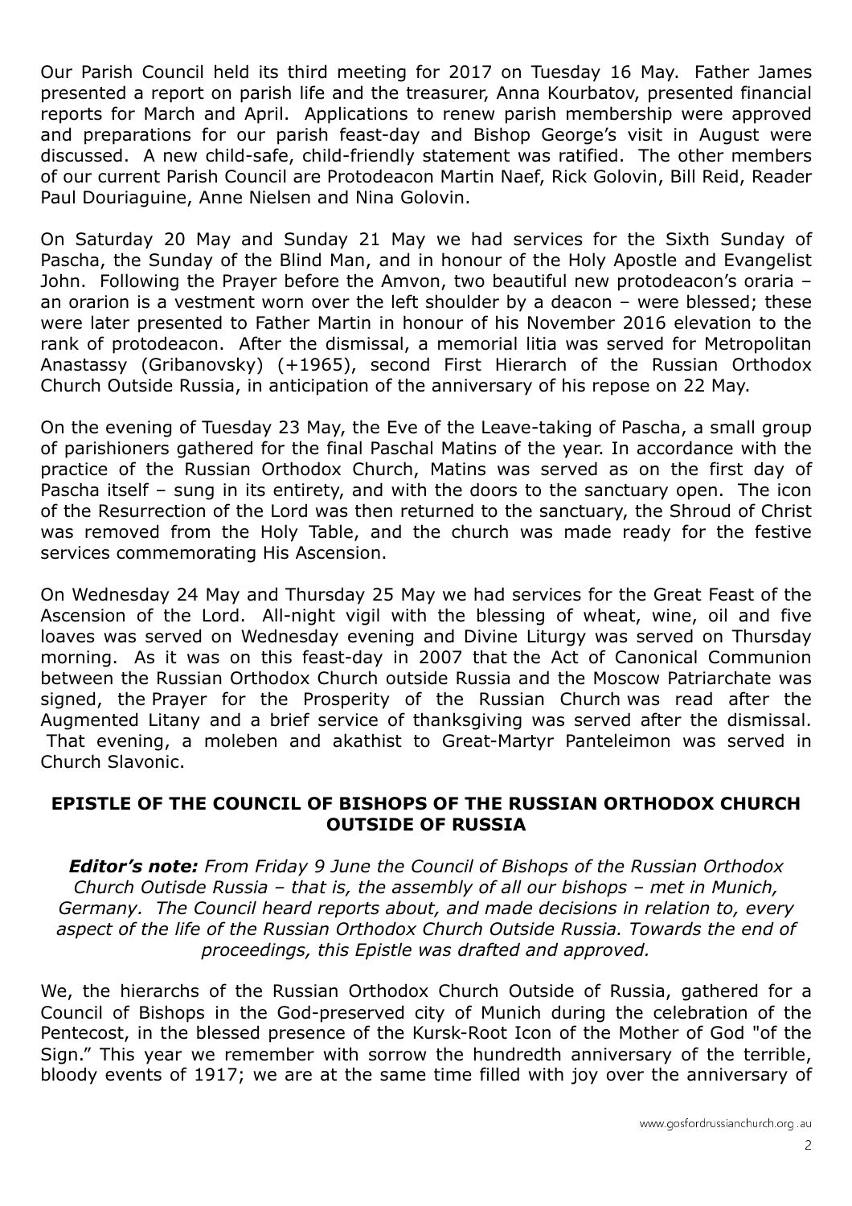Our Parish Council held its third meeting for 2017 on Tuesday 16 May. Father James presented a report on parish life and the treasurer, Anna Kourbatov, presented financial reports for March and April. Applications to renew parish membership were approved and preparations for our parish feast-day and Bishop George's visit in August were discussed. A new child-safe, child-friendly statement was ratified. The other members of our current Parish Council are Protodeacon Martin Naef, Rick Golovin, Bill Reid, Reader Paul Douriaguine, Anne Nielsen and Nina Golovin.

On Saturday 20 May and Sunday 21 May we had services for the Sixth Sunday of Pascha, the Sunday of the Blind Man, and in honour of the Holy Apostle and Evangelist John. Following the Prayer before the Amvon, two beautiful new protodeacon's oraria – an orarion is a vestment worn over the left shoulder by a deacon – were blessed; these were later presented to Father Martin in honour of his November 2016 elevation to the rank of protodeacon. After the dismissal, a memorial litia was served for Metropolitan Anastassy (Gribanovsky) (+1965), second First Hierarch of the Russian Orthodox Church Outside Russia, in anticipation of the anniversary of his repose on 22 May.

On the evening of Tuesday 23 May, the Eve of the Leave-taking of Pascha, a small group of parishioners gathered for the final Paschal Matins of the year. In accordance with the practice of the Russian Orthodox Church, Matins was served as on the first day of Pascha itself – sung in its entirety, and with the doors to the sanctuary open. The icon of the Resurrection of the Lord was then returned to the sanctuary, the Shroud of Christ was removed from the Holy Table, and the church was made ready for the festive services commemorating His Ascension.

On Wednesday 24 May and Thursday 25 May we had services for the Great Feast of the Ascension of the Lord. All-night vigil with the blessing of wheat, wine, oil and five loaves was served on Wednesday evening and Divine Liturgy was served on Thursday morning. As it was on this feast-day in 2007 that the Act of Canonical Communion between the Russian Orthodox Church outside Russia and the Moscow Patriarchate was signed, the Prayer for the Prosperity of the Russian Church was read after the Augmented Litany and a brief service of thanksgiving was served after the dismissal. That evening, a moleben and akathist to Great-Martyr Panteleimon was served in Church Slavonic.

## EPISTLE OF THE COUNCIL OF BISHOPS OF THE RUSSIAN ORTHODOX CHURCH OUTSIDE OF RUSSIA

***Editor's note:*** *From Friday 9 June the Council of Bishops of the Russian Orthodox Church Outisde Russia – that is, the assembly of all our bishops – met in Munich, Germany. The Council heard reports about, and made decisions in relation to, every aspect of the life of the Russian Orthodox Church Outside Russia. Towards the end of proceedings, this Epistle was drafted and approved.*

We, the hierarchs of the Russian Orthodox Church Outside of Russia, gathered for a Council of Bishops in the God-preserved city of Munich during the celebration of the Pentecost, in the blessed presence of the Kursk-Root Icon of the Mother of God "of the Sign." This year we remember with sorrow the hundredth anniversary of the terrible, bloody events of 1917; we are at the same time filled with joy over the anniversary of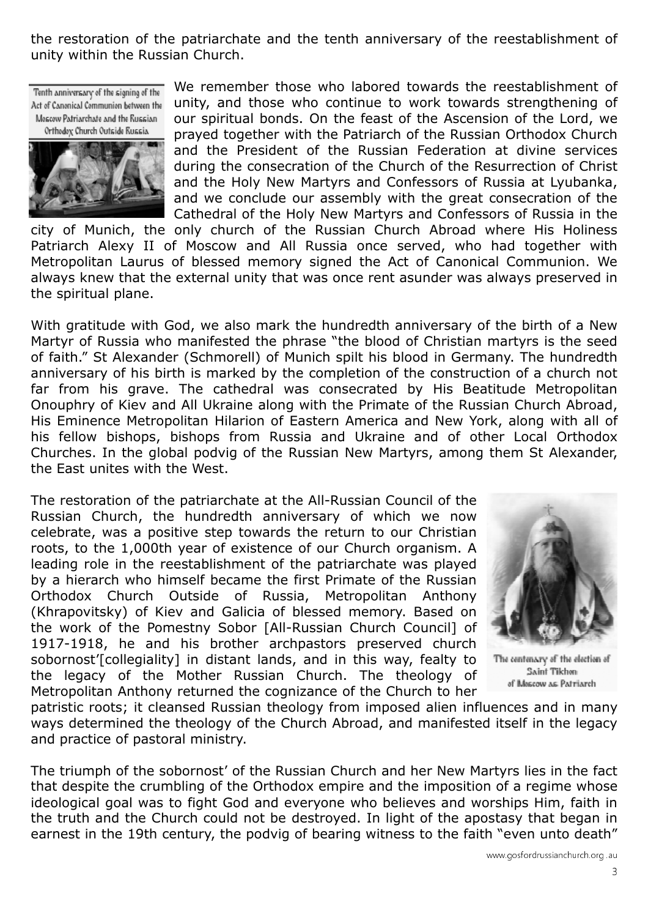the restoration of the patriarchate and the tenth anniversary of the reestablishment of unity within the Russian Church.

Tenth anniversary of the signing of the Act of Canonical Communion between the Moscow Patriarchate and the Russian Orthodox Church Outside Russia

We remember those who labored towards the reestablishment of unity, and those who continue to work towards strengthening of our spiritual bonds. On the feast of the Ascension of the Lord, we prayed together with the Patriarch of the Russian Orthodox Church and the President of the Russian Federation at divine services during the consecration of the Church of the Resurrection of Christ and the Holy New Martyrs and Confessors of Russia at Lyubanka, and we conclude our assembly with the great consecration of the Cathedral of the Holy New Martyrs and Confessors of Russia in the city of Munich, the only church of the Russian Church Abroad where His Holiness Patriarch Alexy II of Moscow and All Russia once served, who had together with Metropolitan Laurus of blessed memory signed the Act of Canonical Communion. We always knew that the external unity that was once rent asunder was always preserved in the spiritual plane.

With gratitude with God, we also mark the hundredth anniversary of the birth of a New Martyr of Russia who manifested the phrase "the blood of Christian martyrs is the seed of faith." St Alexander (Schmorell) of Munich spilt his blood in Germany. The hundredth anniversary of his birth is marked by the completion of the construction of a church not far from his grave. The cathedral was consecrated by His Beatitude Metropolitan Onouphry of Kiev and All Ukraine along with the Primate of the Russian Church Abroad, His Eminence Metropolitan Hilarion of Eastern America and New York, along with all of his fellow bishops, bishops from Russia and Ukraine and of other Local Orthodox Churches. In the global podvig of the Russian New Martyrs, among them St Alexander, the East unites with the West.

The restoration of the patriarchate at the All-Russian Council of the Russian Church, the hundredth anniversary of which we now celebrate, was a positive step towards the return to our Christian roots, to the 1,000th year of existence of our Church organism. A leading role in the reestablishment of the patriarchate was played by a hierarch who himself became the first Primate of the Russian Orthodox Church Outside of Russia, Metropolitan Anthony (Khrapovitsky) of Kiev and Galicia of blessed memory. Based on the work of the Pomestny Sobor [All-Russian Church Council] of 1917-1918, he and his brother archpastors preserved church sobornost'[collegiality] in distant lands, and in this way, fealty to the legacy of the Mother Russian Church. The theology of Metropolitan Anthony returned the cognizance of the Church to her patristic roots; it cleansed Russian theology from imposed alien influences and in many ways determined the theology of the Church Abroad, and manifested itself in the legacy and practice of pastoral ministry.

The centenary of the election of Saint Tikhon of Moscow as Patriarch

The triumph of the sobornost' of the Russian Church and her New Martyrs lies in the fact that despite the crumbling of the Orthodox empire and the imposition of a regime whose ideological goal was to fight God and everyone who believes and worships Him, faith in the truth and the Church could not be destroyed. In light of the apostasy that began in earnest in the 19th century, the podvig of bearing witness to the faith "even unto death"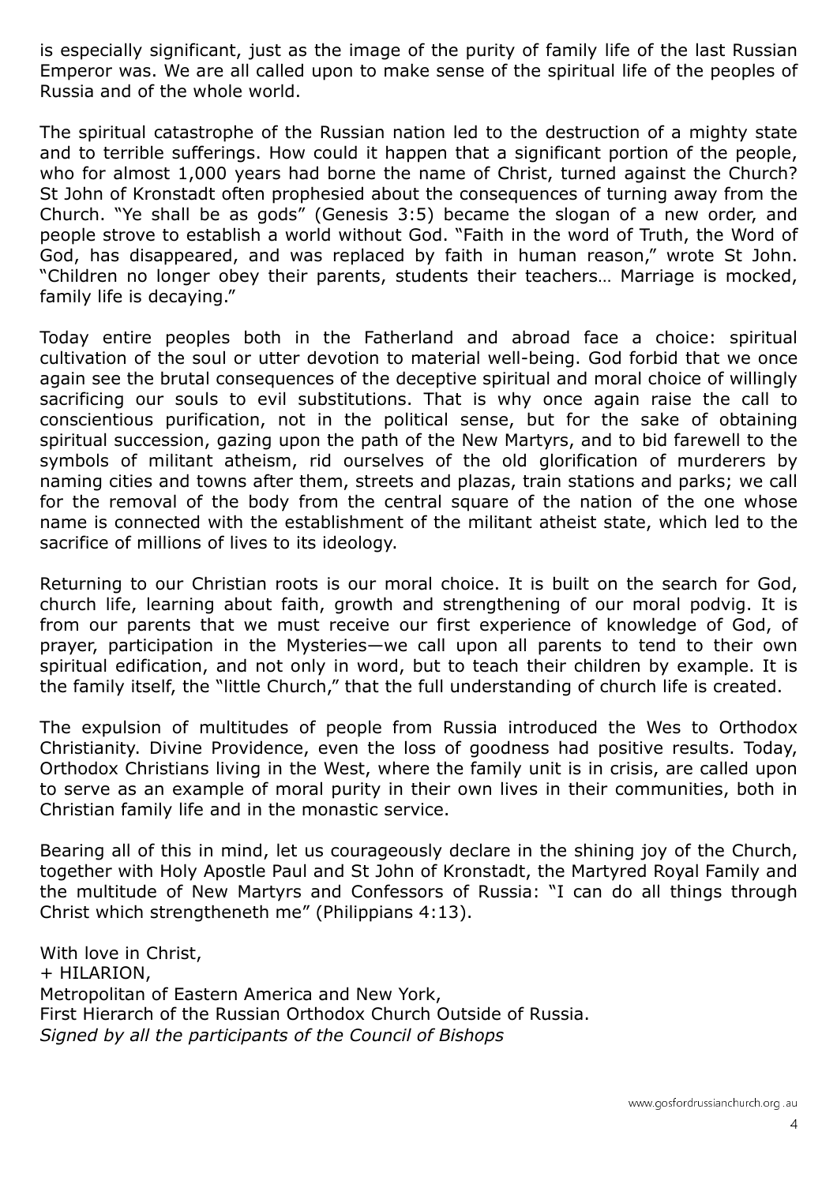is especially significant, just as the image of the purity of family life of the last Russian Emperor was. We are all called upon to make sense of the spiritual life of the peoples of Russia and of the whole world.

The spiritual catastrophe of the Russian nation led to the destruction of a mighty state and to terrible sufferings. How could it happen that a significant portion of the people, who for almost 1,000 years had borne the name of Christ, turned against the Church? St John of Kronstadt often prophesied about the consequences of turning away from the Church. "Ye shall be as gods" (Genesis 3:5) became the slogan of a new order, and people strove to establish a world without God. "Faith in the word of Truth, the Word of God, has disappeared, and was replaced by faith in human reason," wrote St John. "Children no longer obey their parents, students their teachers… Marriage is mocked, family life is decaying."

Today entire peoples both in the Fatherland and abroad face a choice: spiritual cultivation of the soul or utter devotion to material well-being. God forbid that we once again see the brutal consequences of the deceptive spiritual and moral choice of willingly sacrificing our souls to evil substitutions. That is why once again raise the call to conscientious purification, not in the political sense, but for the sake of obtaining spiritual succession, gazing upon the path of the New Martyrs, and to bid farewell to the symbols of militant atheism, rid ourselves of the old glorification of murderers by naming cities and towns after them, streets and plazas, train stations and parks; we call for the removal of the body from the central square of the nation of the one whose name is connected with the establishment of the militant atheist state, which led to the sacrifice of millions of lives to its ideology.

Returning to our Christian roots is our moral choice. It is built on the search for God, church life, learning about faith, growth and strengthening of our moral podvig. It is from our parents that we must receive our first experience of knowledge of God, of prayer, participation in the Mysteries—we call upon all parents to tend to their own spiritual edification, and not only in word, but to teach their children by example. It is the family itself, the "little Church," that the full understanding of church life is created.

The expulsion of multitudes of people from Russia introduced the Wes to Orthodox Christianity. Divine Providence, even the loss of goodness had positive results. Today, Orthodox Christians living in the West, where the family unit is in crisis, are called upon to serve as an example of moral purity in their own lives in their communities, both in Christian family life and in the monastic service.

Bearing all of this in mind, let us courageously declare in the shining joy of the Church, together with Holy Apostle Paul and St John of Kronstadt, the Martyred Royal Family and the multitude of New Martyrs and Confessors of Russia: "I can do all things through Christ which strengtheneth me" (Philippians 4:13).

With love in Christ,  
+ HILARION,  
Metropolitan of Eastern America and New York,  
First Hierarch of the Russian Orthodox Church Outside of Russia.  
*Signed by all the participants of the Council of Bishops*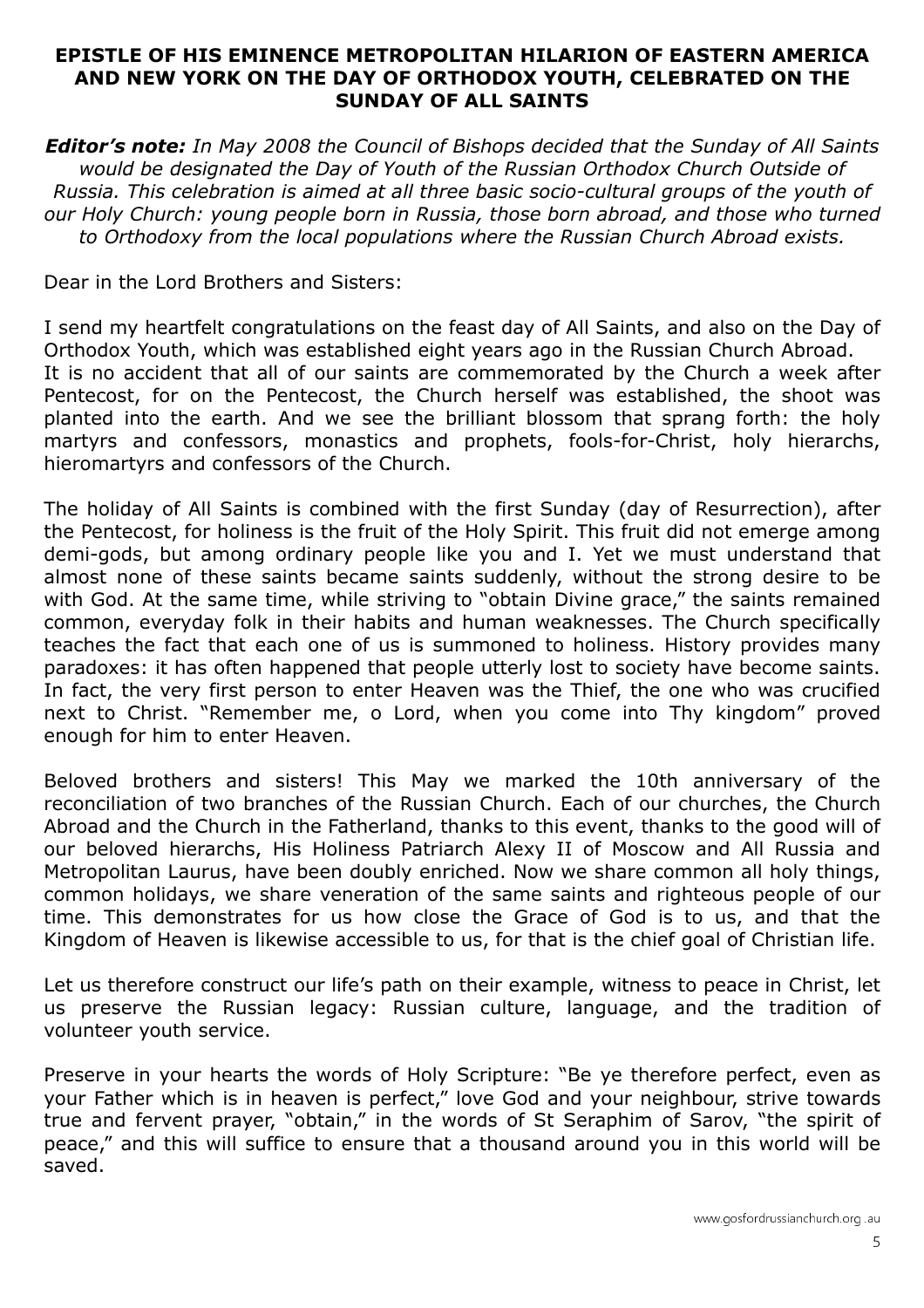## EPISTLE OF HIS EMINENCE METROPOLITAN HILARION OF EASTERN AMERICA AND NEW YORK ON THE DAY OF ORTHODOX YOUTH, CELEBRATED ON THE SUNDAY OF ALL SAINTS

***Editor's note:*** *In May 2008 the Council of Bishops decided that the Sunday of All Saints would be designated the Day of Youth of the Russian Orthodox Church Outside of Russia. This celebration is aimed at all three basic socio-cultural groups of the youth of our Holy Church: young people born in Russia, those born abroad, and those who turned to Orthodoxy from the local populations where the Russian Church Abroad exists.*

Dear in the Lord Brothers and Sisters:

I send my heartfelt congratulations on the feast day of All Saints, and also on the Day of Orthodox Youth, which was established eight years ago in the Russian Church Abroad. It is no accident that all of our saints are commemorated by the Church a week after Pentecost, for on the Pentecost, the Church herself was established, the shoot was planted into the earth. And we see the brilliant blossom that sprang forth: the holy martyrs and confessors, monastics and prophets, fools-for-Christ, holy hierarchs, hieromartyrs and confessors of the Church.

The holiday of All Saints is combined with the first Sunday (day of Resurrection), after the Pentecost, for holiness is the fruit of the Holy Spirit. This fruit did not emerge among demi-gods, but among ordinary people like you and I. Yet we must understand that almost none of these saints became saints suddenly, without the strong desire to be with God. At the same time, while striving to "obtain Divine grace," the saints remained common, everyday folk in their habits and human weaknesses. The Church specifically teaches the fact that each one of us is summoned to holiness. History provides many paradoxes: it has often happened that people utterly lost to society have become saints. In fact, the very first person to enter Heaven was the Thief, the one who was crucified next to Christ. "Remember me, o Lord, when you come into Thy kingdom" proved enough for him to enter Heaven.

Beloved brothers and sisters! This May we marked the 10th anniversary of the reconciliation of two branches of the Russian Church. Each of our churches, the Church Abroad and the Church in the Fatherland, thanks to this event, thanks to the good will of our beloved hierarchs, His Holiness Patriarch Alexy II of Moscow and All Russia and Metropolitan Laurus, have been doubly enriched. Now we share common all holy things, common holidays, we share veneration of the same saints and righteous people of our time. This demonstrates for us how close the Grace of God is to us, and that the Kingdom of Heaven is likewise accessible to us, for that is the chief goal of Christian life.

Let us therefore construct our life's path on their example, witness to peace in Christ, let us preserve the Russian legacy: Russian culture, language, and the tradition of volunteer youth service.

Preserve in your hearts the words of Holy Scripture: "Be ye therefore perfect, even as your Father which is in heaven is perfect," love God and your neighbour, strive towards true and fervent prayer, "obtain," in the words of St Seraphim of Sarov, "the spirit of peace," and this will suffice to ensure that a thousand around you in this world will be saved.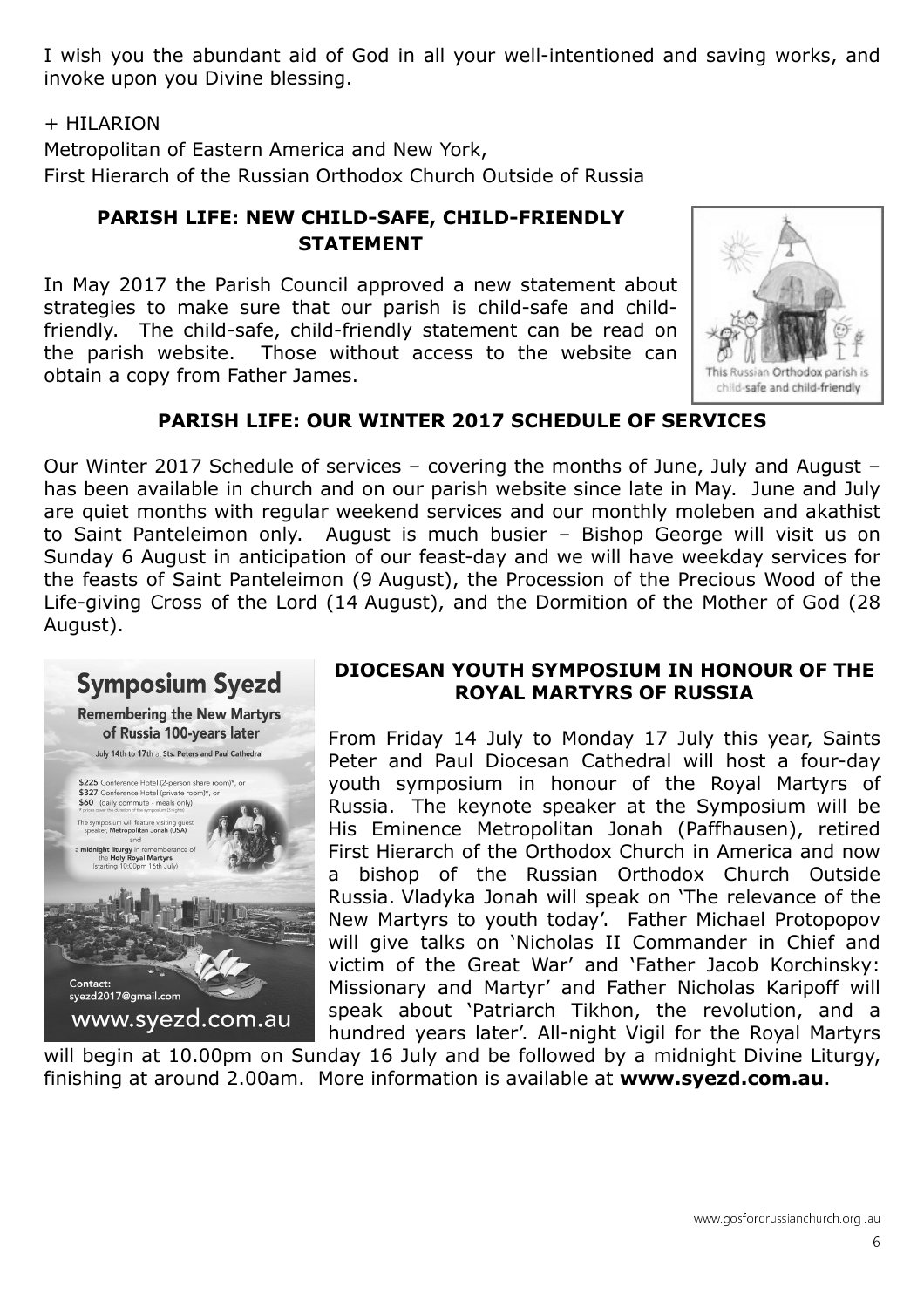I wish you the abundant aid of God in all your well-intentioned and saving works, and invoke upon you Divine blessing.

\+ HILARION
Metropolitan of Eastern America and New York,
First Hierarch of the Russian Orthodox Church Outside of Russia

## PARISH LIFE: NEW CHILD-SAFE, CHILD-FRIENDLY STATEMENT

In May 2017 the Parish Council approved a new statement about strategies to make sure that our parish is child-safe and child-friendly. The child-safe, child-friendly statement can be read on the parish website. Those without access to the website can obtain a copy from Father James.

This Russian Orthodox parish is child-safe and child-friendly

## PARISH LIFE: OUR WINTER 2017 SCHEDULE OF SERVICES

Our Winter 2017 Schedule of services – covering the months of June, July and August – has been available in church and on our parish website since late in May. June and July are quiet months with regular weekend services and our monthly moleben and akathist to Saint Panteleimon only. August is much busier – Bishop George will visit us on Sunday 6 August in anticipation of our feast-day and we will have weekday services for the feasts of Saint Panteleimon (9 August), the Procession of the Precious Wood of the Life-giving Cross of the Lord (14 August), and the Dormition of the Mother of God (28 August).

**Symposium Syezd**

**Remembering the New Martyrs of Russia 100-years later**

July 14th to 17th at Sts. Peters and Paul Cathedral

$225 Conference Hotel (2-person share room)*, or
$327 Conference Hotel (private room)*, or
$60 (daily commute - meals only)
\* prices cover the duration of the symposium (3 nights)

The symposium will feature visiting guest speaker, Metropolitan Jonah (USA) and a midnight liturgy in rememberance of the Holy Royal Martyrs (starting 10:00pm 16th July)

Contact:
syezd2017@gmail.com
www.syezd.com.au

## DIOCESAN YOUTH SYMPOSIUM IN HONOUR OF THE ROYAL MARTYRS OF RUSSIA

From Friday 14 July to Monday 17 July this year, Saints Peter and Paul Diocesan Cathedral will host a four-day youth symposium in honour of the Royal Martyrs of Russia. The keynote speaker at the Symposium will be His Eminence Metropolitan Jonah (Paffhausen), retired First Hierarch of the Orthodox Church in America and now a bishop of the Russian Orthodox Church Outside Russia. Vladyka Jonah will speak on 'The relevance of the New Martyrs to youth today'. Father Michael Protopopov will give talks on 'Nicholas II Commander in Chief and victim of the Great War' and 'Father Jacob Korchinsky: Missionary and Martyr' and Father Nicholas Karipoff will speak about 'Patriarch Tikhon, the revolution, and a hundred years later'. All-night Vigil for the Royal Martyrs will begin at 10.00pm on Sunday 16 July and be followed by a midnight Divine Liturgy, finishing at around 2.00am. More information is available at **www.syezd.com.au**.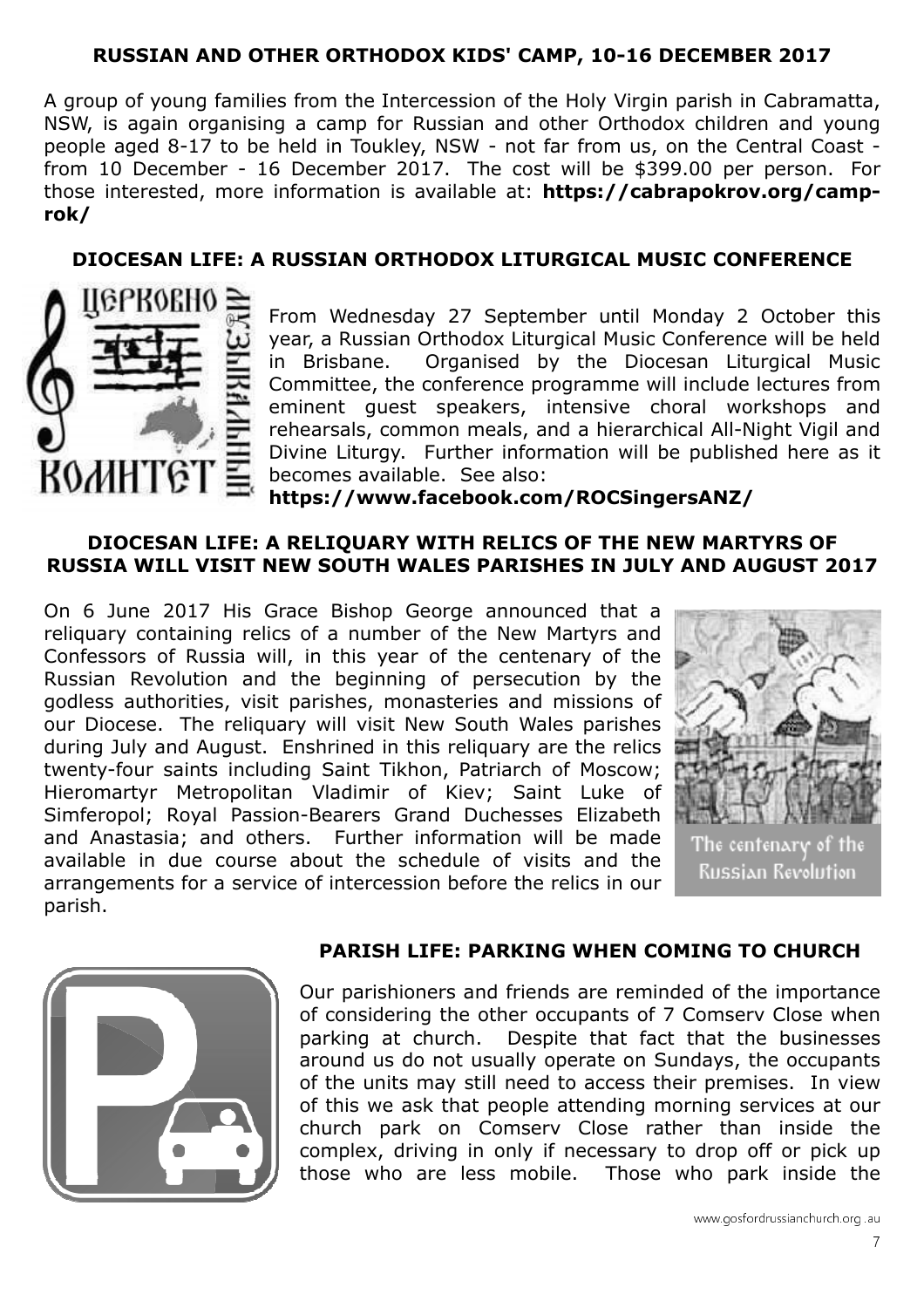## RUSSIAN AND OTHER ORTHODOX KIDS' CAMP, 10-16 DECEMBER 2017

A group of young families from the Intercession of the Holy Virgin parish in Cabramatta, NSW, is again organising a camp for Russian and other Orthodox children and young people aged 8-17 to be held in Toukley, NSW - not far from us, on the Central Coast - from 10 December - 16 December 2017. The cost will be $399.00 per person. For those interested, more information is available at: **https://cabrapokrov.org/camp-rok/**

## DIOCESAN LIFE: A RUSSIAN ORTHODOX LITURGICAL MUSIC CONFERENCE

From Wednesday 27 September until Monday 2 October this year, a Russian Orthodox Liturgical Music Conference will be held in Brisbane. Organised by the Diocesan Liturgical Music Committee, the conference programme will include lectures from eminent guest speakers, intensive choral workshops and rehearsals, common meals, and a hierarchical All-Night Vigil and Divine Liturgy. Further information will be published here as it becomes available. See also: **https://www.facebook.com/ROCSingersANZ/**

## DIOCESAN LIFE: A RELIQUARY WITH RELICS OF THE NEW MARTYRS OF RUSSIA WILL VISIT NEW SOUTH WALES PARISHES IN JULY AND AUGUST 2017

On 6 June 2017 His Grace Bishop George announced that a reliquary containing relics of a number of the New Martyrs and Confessors of Russia will, in this year of the centenary of the Russian Revolution and the beginning of persecution by the godless authorities, visit parishes, monasteries and missions of our Diocese. The reliquary will visit New South Wales parishes during July and August. Enshrined in this reliquary are the relics twenty-four saints including Saint Tikhon, Patriarch of Moscow; Hieromartyr Metropolitan Vladimir of Kiev; Saint Luke of Simferopol; Royal Passion-Bearers Grand Duchesses Elizabeth and Anastasia; and others. Further information will be made available in due course about the schedule of visits and the arrangements for a service of intercession before the relics in our parish.

The centenary of the Russian Revolution

## PARISH LIFE: PARKING WHEN COMING TO CHURCH

Our parishioners and friends are reminded of the importance of considering the other occupants of 7 Comserv Close when parking at church. Despite that fact that the businesses around us do not usually operate on Sundays, the occupants of the units may still need to access their premises. In view of this we ask that people attending morning services at our church park on Comserv Close rather than inside the complex, driving in only if necessary to drop off or pick up those who are less mobile. Those who park inside the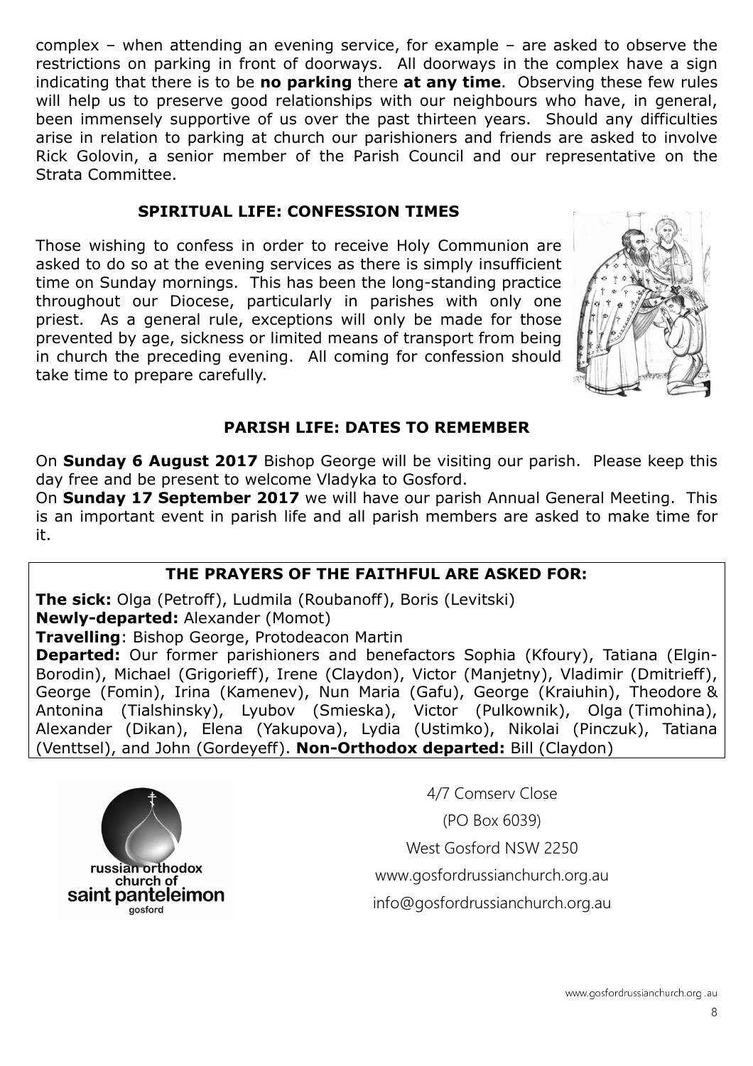complex – when attending an evening service, for example – are asked to observe the restrictions on parking in front of doorways. All doorways in the complex have a sign indicating that there is to be **no parking** there **at any time**. Observing these few rules will help us to preserve good relationships with our neighbours who have, in general, been immensely supportive of us over the past thirteen years. Should any difficulties arise in relation to parking at church our parishioners and friends are asked to involve Rick Golovin, a senior member of the Parish Council and our representative on the Strata Committee.

## SPIRITUAL LIFE: CONFESSION TIMES

Those wishing to confess in order to receive Holy Communion are asked to do so at the evening services as there is simply insufficient time on Sunday mornings. This has been the long-standing practice throughout our Diocese, particularly in parishes with only one priest. As a general rule, exceptions will only be made for those prevented by age, sickness or limited means of transport from being in church the preceding evening. All coming for confession should take time to prepare carefully.

## PARISH LIFE: DATES TO REMEMBER

On **Sunday 6 August 2017** Bishop George will be visiting our parish. Please keep this day free and be present to welcome Vladyka to Gosford.

On **Sunday 17 September 2017** we will have our parish Annual General Meeting. This is an important event in parish life and all parish members are asked to make time for it.

## THE PRAYERS OF THE FAITHFUL ARE ASKED FOR:

**The sick:** Olga (Petroff), Ludmila (Roubanoff), Boris (Levitski)
**Newly-departed:** Alexander (Momot)
**Travelling**: Bishop George, Protodeacon Martin
**Departed:** Our former parishioners and benefactors Sophia (Kfoury), Tatiana (Elgin-Borodin), Michael (Grigorieff), Irene (Claydon), Victor (Manjetny), Vladimir (Dmitrieff), George (Fomin), Irina (Kamenev), Nun Maria (Gafu), George (Kraiuhin), Theodore & Antonina (Tialshinsky), Lyubov (Smieska), Victor (Pulkownik), Olga (Timohina), Alexander (Dikan), Elena (Yakupova), Lydia (Ustimko), Nikolai (Pinczuk), Tatiana (Venttsel), and John (Gordeyeff). **Non-Orthodox departed:** Bill (Claydon)

russian orthodox church of saint panteleimon gosford

4/7 Comserv Close
(PO Box 6039)
West Gosford NSW 2250
www.gosfordrussianchurch.org.au
info@gosfordrussianchurch.org.au